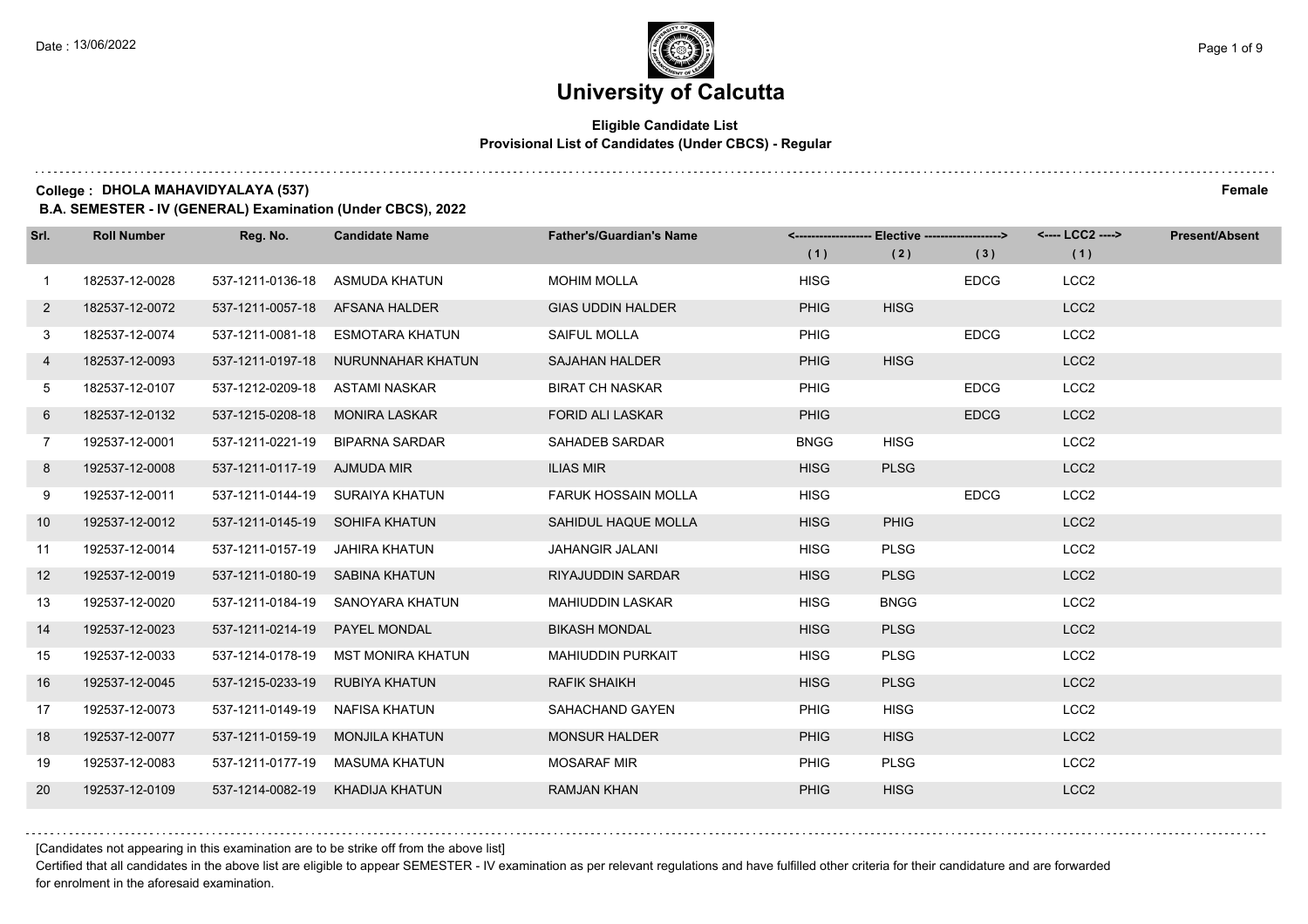# University of Calcutta

**Eligible Candidate List**
**Provisional List of Candidates (Under CBCS) - Regular**

**College : DHOLA MAHAVIDYALAYA (537)** **Female**

**B.A. SEMESTER - IV (GENERAL) Examination (Under CBCS), 2022**

| Srl. | Roll Number | Reg. No. | Candidate Name | Father's/Guardian's Name | Elective (1) | Elective (2) | Elective (3) | LCC2 (1) | Present/Absent |
|---|---|---|---|---|---|---|---|---|---|
| 1 | 182537-12-0028 | 537-1211-0136-18 | ASMUDA KHATUN | MOHIM MOLLA | HISG | | EDCG | LCC2 | |
| 2 | 182537-12-0072 | 537-1211-0057-18 | AFSANA HALDER | GIAS UDDIN HALDER | PHIG | HISG | | LCC2 | |
| 3 | 182537-12-0074 | 537-1211-0081-18 | ESMOTARA KHATUN | SAIFUL MOLLA | PHIG | | EDCG | LCC2 | |
| 4 | 182537-12-0093 | 537-1211-0197-18 | NURUNNAHAR KHATUN | SAJAHAN HALDER | PHIG | HISG | | LCC2 | |
| 5 | 182537-12-0107 | 537-1212-0209-18 | ASTAMI NASKAR | BIRAT CH NASKAR | PHIG | | EDCG | LCC2 | |
| 6 | 182537-12-0132 | 537-1215-0208-18 | MONIRA LASKAR | FORID ALI LASKAR | PHIG | | EDCG | LCC2 | |
| 7 | 192537-12-0001 | 537-1211-0221-19 | BIPARNA SARDAR | SAHADEB SARDAR | BNGG | HISG | | LCC2 | |
| 8 | 192537-12-0008 | 537-1211-0117-19 | AJMUDA MIR | ILIAS MIR | HISG | PLSG | | LCC2 | |
| 9 | 192537-12-0011 | 537-1211-0144-19 | SURAIYA KHATUN | FARUK HOSSAIN MOLLA | HISG | | EDCG | LCC2 | |
| 10 | 192537-12-0012 | 537-1211-0145-19 | SOHIFA KHATUN | SAHIDUL HAQUE MOLLA | HISG | PHIG | | LCC2 | |
| 11 | 192537-12-0014 | 537-1211-0157-19 | JAHIRA KHATUN | JAHANGIR JALANI | HISG | PLSG | | LCC2 | |
| 12 | 192537-12-0019 | 537-1211-0180-19 | SABINA KHATUN | RIYAJUDDIN SARDAR | HISG | PLSG | | LCC2 | |
| 13 | 192537-12-0020 | 537-1211-0184-19 | SANOYARA KHATUN | MAHIUDDIN LASKAR | HISG | BNGG | | LCC2 | |
| 14 | 192537-12-0023 | 537-1211-0214-19 | PAYEL MONDAL | BIKASH MONDAL | HISG | PLSG | | LCC2 | |
| 15 | 192537-12-0033 | 537-1214-0178-19 | MST MONIRA KHATUN | MAHIUDDIN PURKAIT | HISG | PLSG | | LCC2 | |
| 16 | 192537-12-0045 | 537-1215-0233-19 | RUBIYA KHATUN | RAFIK SHAIKH | HISG | PLSG | | LCC2 | |
| 17 | 192537-12-0073 | 537-1211-0149-19 | NAFISA KHATUN | SAHACHAND GAYEN | PHIG | HISG | | LCC2 | |
| 18 | 192537-12-0077 | 537-1211-0159-19 | MONJILA KHATUN | MONSUR HALDER | PHIG | HISG | | LCC2 | |
| 19 | 192537-12-0083 | 537-1211-0177-19 | MASUMA KHATUN | MOSARAF MIR | PHIG | PLSG | | LCC2 | |
| 20 | 192537-12-0109 | 537-1214-0082-19 | KHADIJA KHATUN | RAMJAN KHAN | PHIG | HISG | | LCC2 | |

[Candidates not appearing in this examination are to be strike off from the above list]

Certified that all candidates in the above list are eligible to appear SEMESTER - IV examination as per relevant regulations and have fulfilled other criteria for their candidature and are forwarded for enrolment in the aforesaid examination.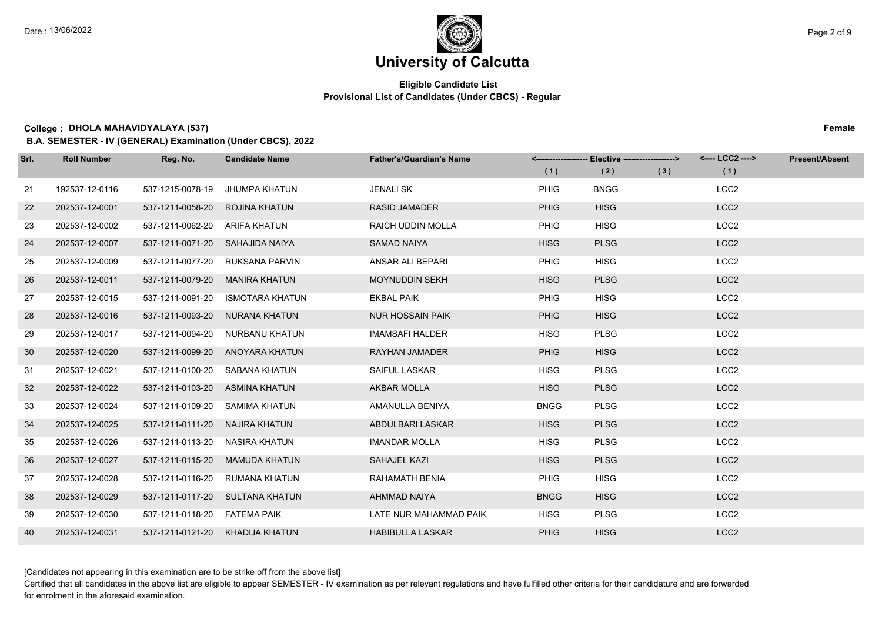# University of Calcutta

**Eligible Candidate List**
**Provisional List of Candidates (Under CBCS) - Regular**

**College : DHOLA MAHAVIDYALAYA (537)** **Female**
**B.A. SEMESTER - IV (GENERAL) Examination (Under CBCS), 2022**

| Srl. | Roll Number | Reg. No. | Candidate Name | Father's/Guardian's Name | Elective (1) | Elective (2) | Elective (3) | LCC2 (1) | Present/Absent |
|---|---|---|---|---|---|---|---|---|---|
| 21 | 192537-12-0116 | 537-1215-0078-19 | JHUMPA KHATUN | JENALI SK | PHIG | BNGG | | LCC2 | |
| 22 | 202537-12-0001 | 537-1211-0058-20 | ROJINA KHATUN | RASID JAMADER | PHIG | HISG | | LCC2 | |
| 23 | 202537-12-0002 | 537-1211-0062-20 | ARIFA KHATUN | RAICH UDDIN MOLLA | PHIG | HISG | | LCC2 | |
| 24 | 202537-12-0007 | 537-1211-0071-20 | SAHAJIDA NAIYA | SAMAD NAIYA | HISG | PLSG | | LCC2 | |
| 25 | 202537-12-0009 | 537-1211-0077-20 | RUKSANA PARVIN | ANSAR ALI BEPARI | PHIG | HISG | | LCC2 | |
| 26 | 202537-12-0011 | 537-1211-0079-20 | MANIRA KHATUN | MOYNUDDIN SEKH | HISG | PLSG | | LCC2 | |
| 27 | 202537-12-0015 | 537-1211-0091-20 | ISMOTARA KHATUN | EKBAL PAIK | PHIG | HISG | | LCC2 | |
| 28 | 202537-12-0016 | 537-1211-0093-20 | NURANA KHATUN | NUR HOSSAIN PAIK | PHIG | HISG | | LCC2 | |
| 29 | 202537-12-0017 | 537-1211-0094-20 | NURBANU KHATUN | IMAMSAFI HALDER | HISG | PLSG | | LCC2 | |
| 30 | 202537-12-0020 | 537-1211-0099-20 | ANOYARA KHATUN | RAYHAN JAMADER | PHIG | HISG | | LCC2 | |
| 31 | 202537-12-0021 | 537-1211-0100-20 | SABANA KHATUN | SAIFUL LASKAR | HISG | PLSG | | LCC2 | |
| 32 | 202537-12-0022 | 537-1211-0103-20 | ASMINA KHATUN | AKBAR MOLLA | HISG | PLSG | | LCC2 | |
| 33 | 202537-12-0024 | 537-1211-0109-20 | SAMIMA KHATUN | AMANULLA BENIYA | BNGG | PLSG | | LCC2 | |
| 34 | 202537-12-0025 | 537-1211-0111-20 | NAJIRA KHATUN | ABDULBARI LASKAR | HISG | PLSG | | LCC2 | |
| 35 | 202537-12-0026 | 537-1211-0113-20 | NASIRA KHATUN | IMANDAR MOLLA | HISG | PLSG | | LCC2 | |
| 36 | 202537-12-0027 | 537-1211-0115-20 | MAMUDA KHATUN | SAHAJEL KAZI | HISG | PLSG | | LCC2 | |
| 37 | 202537-12-0028 | 537-1211-0116-20 | RUMANA KHATUN | RAHAMATH BENIA | PHIG | HISG | | LCC2 | |
| 38 | 202537-12-0029 | 537-1211-0117-20 | SULTANA KHATUN | AHMMAD NAIYA | BNGG | HISG | | LCC2 | |
| 39 | 202537-12-0030 | 537-1211-0118-20 | FATEMA PAIK | LATE NUR MAHAMMAD PAIK | HISG | PLSG | | LCC2 | |
| 40 | 202537-12-0031 | 537-1211-0121-20 | KHADIJA KHATUN | HABIBULLA LASKAR | PHIG | HISG | | LCC2 | |

[Candidates not appearing in this examination are to be strike off from the above list]

Certified that all candidates in the above list are eligible to appear SEMESTER - IV examination as per relevant regulations and have fulfilled other criteria for their candidature and are forwarded for enrolment in the aforesaid examination.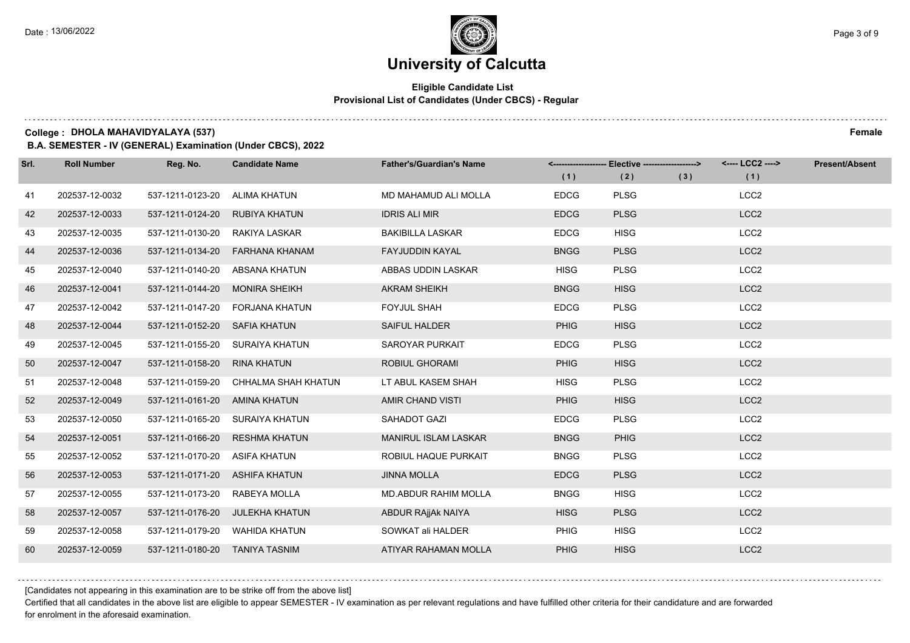# University of Calcutta

## Eligible Candidate List
### Provisional List of Candidates (Under CBCS) - Regular

**College : DHOLA MAHAVIDYALAYA (537)** **Female**

**B.A. SEMESTER - IV (GENERAL) Examination (Under CBCS), 2022**

| Srl. | Roll Number | Reg. No. | Candidate Name | Father's/Guardian's Name | Elective (1) | Elective (2) | Elective (3) | LCC2 (1) | Present/Absent |
|---|---|---|---|---|---|---|---|---|---|
| 41 | 202537-12-0032 | 537-1211-0123-20 | ALIMA KHATUN | MD MAHAMUD ALI MOLLA | EDCG | PLSG | | LCC2 | |
| 42 | 202537-12-0033 | 537-1211-0124-20 | RUBIYA KHATUN | IDRIS ALI MIR | EDCG | PLSG | | LCC2 | |
| 43 | 202537-12-0035 | 537-1211-0130-20 | RAKIYA LASKAR | BAKIBILLA LASKAR | EDCG | HISG | | LCC2 | |
| 44 | 202537-12-0036 | 537-1211-0134-20 | FARHANA KHANAM | FAYJUDDIN KAYAL | BNGG | PLSG | | LCC2 | |
| 45 | 202537-12-0040 | 537-1211-0140-20 | ABSANA KHATUN | ABBAS UDDIN LASKAR | HISG | PLSG | | LCC2 | |
| 46 | 202537-12-0041 | 537-1211-0144-20 | MONIRA SHEIKH | AKRAM SHEIKH | BNGG | HISG | | LCC2 | |
| 47 | 202537-12-0042 | 537-1211-0147-20 | FORJANA KHATUN | FOYJUL SHAH | EDCG | PLSG | | LCC2 | |
| 48 | 202537-12-0044 | 537-1211-0152-20 | SAFIA KHATUN | SAIFUL HALDER | PHIG | HISG | | LCC2 | |
| 49 | 202537-12-0045 | 537-1211-0155-20 | SURAIYA KHATUN | SAROYAR PURKAIT | EDCG | PLSG | | LCC2 | |
| 50 | 202537-12-0047 | 537-1211-0158-20 | RINA KHATUN | ROBIUL GHORAMI | PHIG | HISG | | LCC2 | |
| 51 | 202537-12-0048 | 537-1211-0159-20 | CHHALMA SHAH KHATUN | LT ABUL KASEM SHAH | HISG | PLSG | | LCC2 | |
| 52 | 202537-12-0049 | 537-1211-0161-20 | AMINA KHATUN | AMIR CHAND VISTI | PHIG | HISG | | LCC2 | |
| 53 | 202537-12-0050 | 537-1211-0165-20 | SURAIYA KHATUN | SAHADOT GAZI | EDCG | PLSG | | LCC2 | |
| 54 | 202537-12-0051 | 537-1211-0166-20 | RESHMA KHATUN | MANIRUL ISLAM LASKAR | BNGG | PHIG | | LCC2 | |
| 55 | 202537-12-0052 | 537-1211-0170-20 | ASIFA KHATUN | ROBIUL HAQUE PURKAIT | BNGG | PLSG | | LCC2 | |
| 56 | 202537-12-0053 | 537-1211-0171-20 | ASHIFA KHATUN | JINNA MOLLA | EDCG | PLSG | | LCC2 | |
| 57 | 202537-12-0055 | 537-1211-0173-20 | RABEYA MOLLA | MD.ABDUR RAHIM MOLLA | BNGG | HISG | | LCC2 | |
| 58 | 202537-12-0057 | 537-1211-0176-20 | JULEKHA KHATUN | ABDUR RAjjAk NAIYA | HISG | PLSG | | LCC2 | |
| 59 | 202537-12-0058 | 537-1211-0179-20 | WAHIDA KHATUN | SOWKAT ali HALDER | PHIG | HISG | | LCC2 | |
| 60 | 202537-12-0059 | 537-1211-0180-20 | TANIYA TASNIM | ATIYAR RAHAMAN MOLLA | PHIG | HISG | | LCC2 | |

[Candidates not appearing in this examination are to be strike off from the above list]

Certified that all candidates in the above list are eligible to appear SEMESTER - IV examination as per relevant regulations and have fulfilled other criteria for their candidature and are forwarded for enrolment in the aforesaid examination.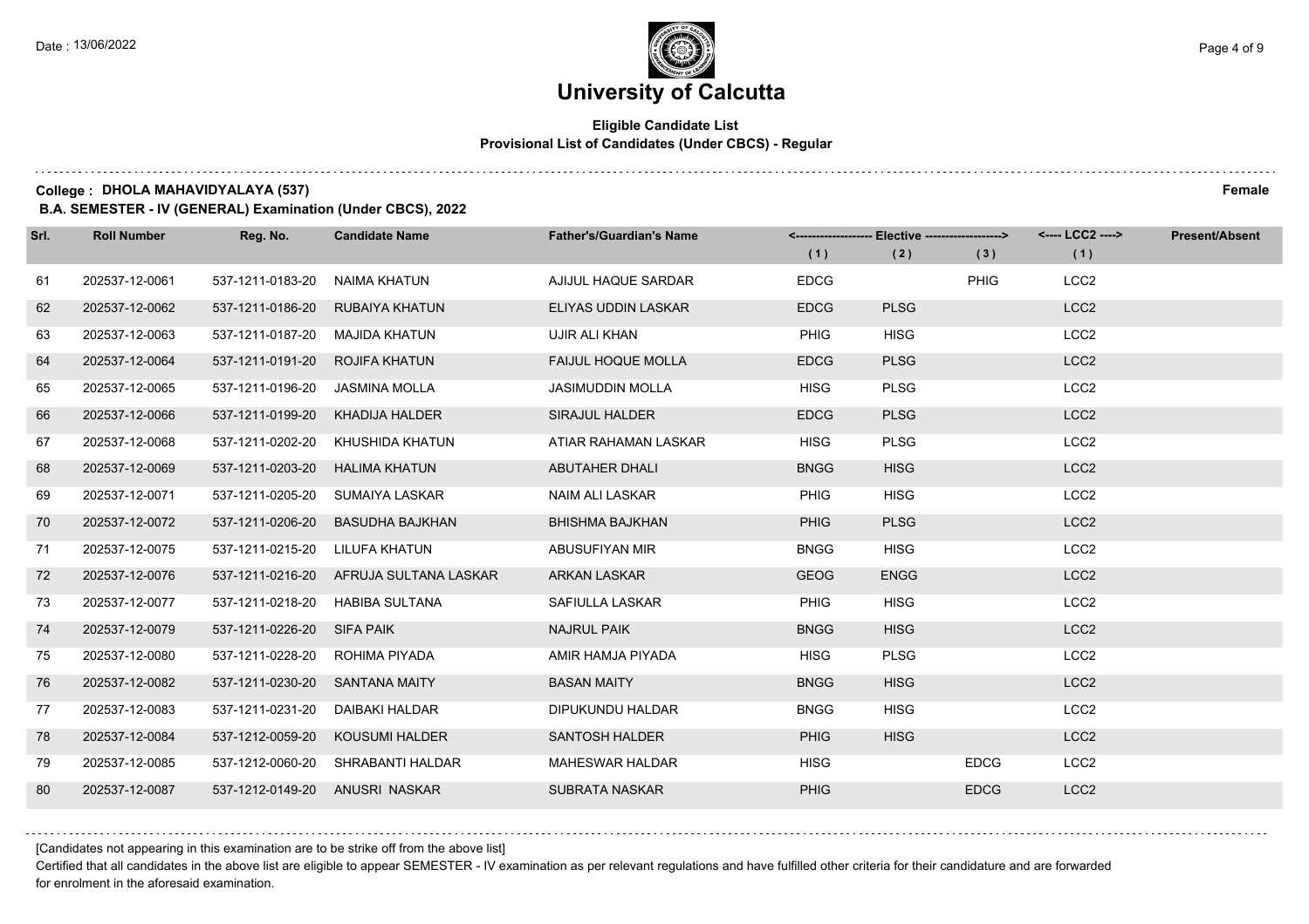# University of Calcutta

**Eligible Candidate List**
**Provisional List of Candidates (Under CBCS) - Regular**

**College : DHOLA MAHAVIDYALAYA (537)** **Female**

**B.A. SEMESTER - IV (GENERAL) Examination (Under CBCS), 2022**

| Srl. | Roll Number | Reg. No. | Candidate Name | Father's/Guardian's Name | Elective (1) | Elective (2) | Elective (3) | LCC2 (1) | Present/Absent |
|---|---|---|---|---|---|---|---|---|---|
| 61 | 202537-12-0061 | 537-1211-0183-20 | NAIMA KHATUN | AJIJUL HAQUE SARDAR | EDCG | | PHIG | LCC2 | |
| 62 | 202537-12-0062 | 537-1211-0186-20 | RUBAIYA KHATUN | ELIYAS UDDIN LASKAR | EDCG | PLSG | | LCC2 | |
| 63 | 202537-12-0063 | 537-1211-0187-20 | MAJIDA KHATUN | UJIR ALI KHAN | PHIG | HISG | | LCC2 | |
| 64 | 202537-12-0064 | 537-1211-0191-20 | ROJIFA KHATUN | FAIJUL HOQUE MOLLA | EDCG | PLSG | | LCC2 | |
| 65 | 202537-12-0065 | 537-1211-0196-20 | JASMINA MOLLA | JASIMUDDIN MOLLA | HISG | PLSG | | LCC2 | |
| 66 | 202537-12-0066 | 537-1211-0199-20 | KHADIJA HALDER | SIRAJUL HALDER | EDCG | PLSG | | LCC2 | |
| 67 | 202537-12-0068 | 537-1211-0202-20 | KHUSHIDA KHATUN | ATIAR RAHAMAN LASKAR | HISG | PLSG | | LCC2 | |
| 68 | 202537-12-0069 | 537-1211-0203-20 | HALIMA KHATUN | ABUTAHER DHALI | BNGG | HISG | | LCC2 | |
| 69 | 202537-12-0071 | 537-1211-0205-20 | SUMAIYA LASKAR | NAIM ALI LASKAR | PHIG | HISG | | LCC2 | |
| 70 | 202537-12-0072 | 537-1211-0206-20 | BASUDHA BAJKHAN | BHISHMA BAJKHAN | PHIG | PLSG | | LCC2 | |
| 71 | 202537-12-0075 | 537-1211-0215-20 | LILUFA KHATUN | ABUSUFIYAN MIR | BNGG | HISG | | LCC2 | |
| 72 | 202537-12-0076 | 537-1211-0216-20 | AFRUJA SULTANA LASKAR | ARKAN LASKAR | GEOG | ENGG | | LCC2 | |
| 73 | 202537-12-0077 | 537-1211-0218-20 | HABIBA SULTANA | SAFIULLA LASKAR | PHIG | HISG | | LCC2 | |
| 74 | 202537-12-0079 | 537-1211-0226-20 | SIFA PAIK | NAJRUL PAIK | BNGG | HISG | | LCC2 | |
| 75 | 202537-12-0080 | 537-1211-0228-20 | ROHIMA PIYADA | AMIR HAMJA PIYADA | HISG | PLSG | | LCC2 | |
| 76 | 202537-12-0082 | 537-1211-0230-20 | SANTANA MAITY | BASAN MAITY | BNGG | HISG | | LCC2 | |
| 77 | 202537-12-0083 | 537-1211-0231-20 | DAIBAKI HALDAR | DIPUKUNDU HALDAR | BNGG | HISG | | LCC2 | |
| 78 | 202537-12-0084 | 537-1212-0059-20 | KOUSUMI HALDER | SANTOSH HALDER | PHIG | HISG | | LCC2 | |
| 79 | 202537-12-0085 | 537-1212-0060-20 | SHRABANTI HALDAR | MAHESWAR HALDAR | HISG | | EDCG | LCC2 | |
| 80 | 202537-12-0087 | 537-1212-0149-20 | ANUSRI NASKAR | SUBRATA NASKAR | PHIG | | EDCG | LCC2 | |

[Candidates not appearing in this examination are to be strike off from the above list]

Certified that all candidates in the above list are eligible to appear SEMESTER - IV examination as per relevant regulations and have fulfilled other criteria for their candidature and are forwarded for enrolment in the aforesaid examination.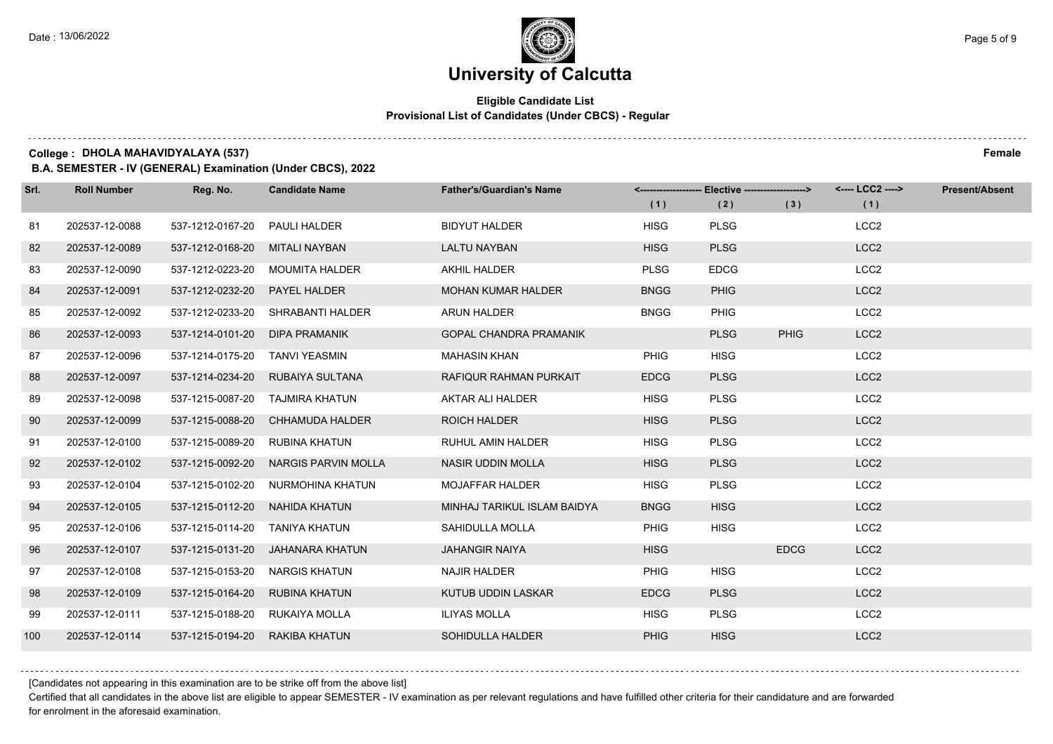# University of Calcutta

**Eligible Candidate List**
**Provisional List of Candidates (Under CBCS) - Regular**

**College : DHOLA MAHAVIDYALAYA (537)** **Female**

**B.A. SEMESTER - IV (GENERAL) Examination (Under CBCS), 2022**

| Srl. | Roll Number | Reg. No. | Candidate Name | Father's/Guardian's Name | <---- Elective ----> | | | <---- LCC2 ----> | Present/Absent |
|---|---|---|---|---|---|---|---|---|---|
| | | | | | (1) | (2) | (3) | (1) | |
| 81 | 202537-12-0088 | 537-1212-0167-20 | PAULI HALDER | BIDYUT HALDER | HISG | PLSG | | LCC2 | |
| 82 | 202537-12-0089 | 537-1212-0168-20 | MITALI NAYBAN | LALTU NAYBAN | HISG | PLSG | | LCC2 | |
| 83 | 202537-12-0090 | 537-1212-0223-20 | MOUMITA HALDER | AKHIL HALDER | PLSG | EDCG | | LCC2 | |
| 84 | 202537-12-0091 | 537-1212-0232-20 | PAYEL HALDER | MOHAN KUMAR HALDER | BNGG | PHIG | | LCC2 | |
| 85 | 202537-12-0092 | 537-1212-0233-20 | SHRABANTI HALDER | ARUN HALDER | BNGG | PHIG | | LCC2 | |
| 86 | 202537-12-0093 | 537-1214-0101-20 | DIPA PRAMANIK | GOPAL CHANDRA PRAMANIK | | PLSG | PHIG | LCC2 | |
| 87 | 202537-12-0096 | 537-1214-0175-20 | TANVI YEASMIN | MAHASIN KHAN | PHIG | HISG | | LCC2 | |
| 88 | 202537-12-0097 | 537-1214-0234-20 | RUBAIYA SULTANA | RAFIQUR RAHMAN PURKAIT | EDCG | PLSG | | LCC2 | |
| 89 | 202537-12-0098 | 537-1215-0087-20 | TAJMIRA KHATUN | AKTAR ALI HALDER | HISG | PLSG | | LCC2 | |
| 90 | 202537-12-0099 | 537-1215-0088-20 | CHHAMUDA HALDER | ROICH HALDER | HISG | PLSG | | LCC2 | |
| 91 | 202537-12-0100 | 537-1215-0089-20 | RUBINA KHATUN | RUHUL AMIN HALDER | HISG | PLSG | | LCC2 | |
| 92 | 202537-12-0102 | 537-1215-0092-20 | NARGIS PARVIN MOLLA | NASIR UDDIN MOLLA | HISG | PLSG | | LCC2 | |
| 93 | 202537-12-0104 | 537-1215-0102-20 | NURMOHINA KHATUN | MOJAFFAR HALDER | HISG | PLSG | | LCC2 | |
| 94 | 202537-12-0105 | 537-1215-0112-20 | NAHIDA KHATUN | MINHAJ TARIKUL ISLAM BAIDYA | BNGG | HISG | | LCC2 | |
| 95 | 202537-12-0106 | 537-1215-0114-20 | TANIYA KHATUN | SAHIDULLA MOLLA | PHIG | HISG | | LCC2 | |
| 96 | 202537-12-0107 | 537-1215-0131-20 | JAHANARA KHATUN | JAHANGIR NAIYA | HISG | | EDCG | LCC2 | |
| 97 | 202537-12-0108 | 537-1215-0153-20 | NARGIS KHATUN | NAJIR HALDER | PHIG | HISG | | LCC2 | |
| 98 | 202537-12-0109 | 537-1215-0164-20 | RUBINA KHATUN | KUTUB UDDIN LASKAR | EDCG | PLSG | | LCC2 | |
| 99 | 202537-12-0111 | 537-1215-0188-20 | RUKAIYA MOLLA | ILIYAS MOLLA | HISG | PLSG | | LCC2 | |
| 100 | 202537-12-0114 | 537-1215-0194-20 | RAKIBA KHATUN | SOHIDULLA HALDER | PHIG | HISG | | LCC2 | |

[Candidates not appearing in this examination are to be strike off from the above list]

Certified that all candidates in the above list are eligible to appear SEMESTER - IV examination as per relevant regulations and have fulfilled other criteria for their candidature and are forwarded for enrolment in the aforesaid examination.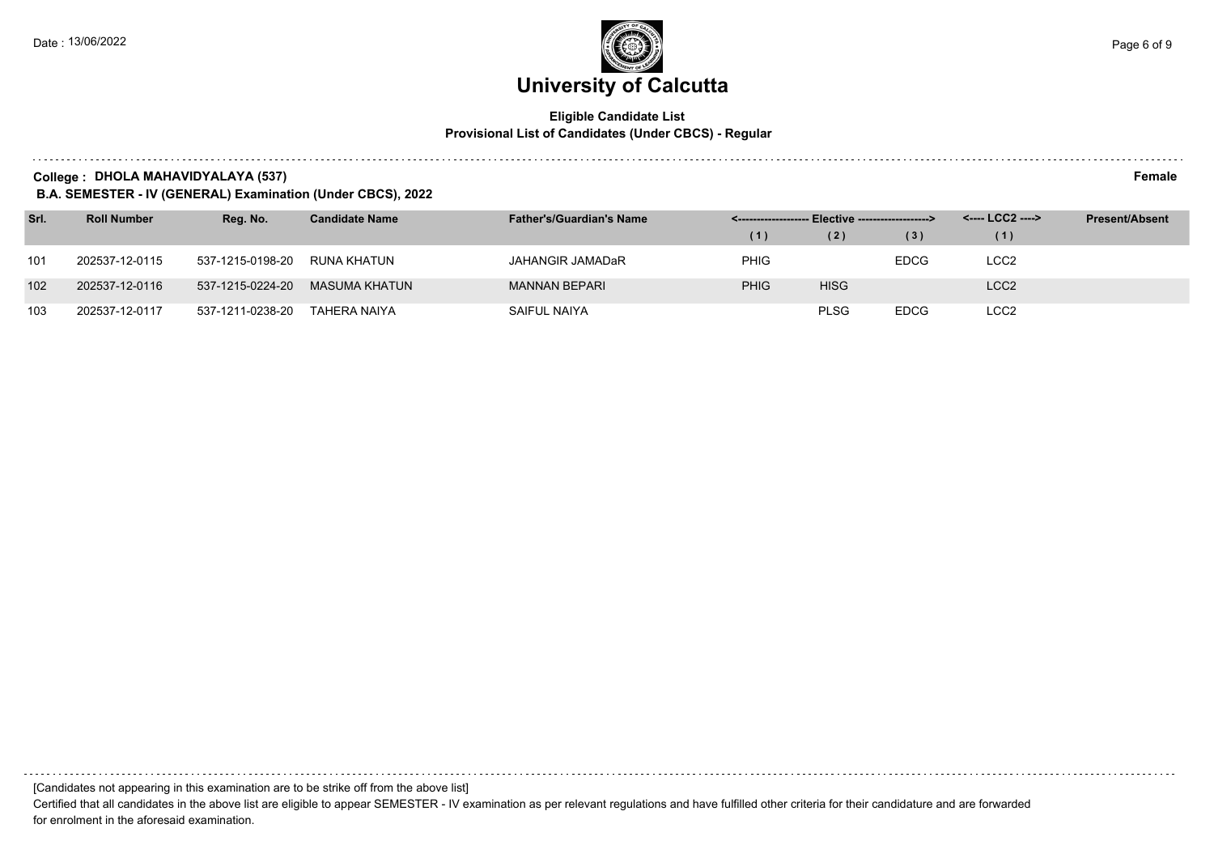# University of Calcutta

**Eligible Candidate List**
**Provisional List of Candidates (Under CBCS) - Regular**

**College : DHOLA MAHAVIDYALAYA (537)** **Female**

**B.A. SEMESTER - IV (GENERAL) Examination (Under CBCS), 2022**

| Srl. | Roll Number | Reg. No. | Candidate Name | Father's/Guardian's Name | Elective (1) | Elective (2) | Elective (3) | LCC2 (1) | Present/Absent |
|---|---|---|---|---|---|---|---|---|---|
| 101 | 202537-12-0115 | 537-1215-0198-20 | RUNA KHATUN | JAHANGIR JAMADaR | PHIG | | EDCG | LCC2 | |
| 102 | 202537-12-0116 | 537-1215-0224-20 | MASUMA KHATUN | MANNAN BEPARI | PHIG | HISG | | LCC2 | |
| 103 | 202537-12-0117 | 537-1211-0238-20 | TAHERA NAIYA | SAIFUL NAIYA | | PLSG | EDCG | LCC2 | |

[Candidates not appearing in this examination are to be strike off from the above list]

Certified that all candidates in the above list are eligible to appear SEMESTER - IV examination as per relevant regulations and have fulfilled other criteria for their candidature and are forwarded for enrolment in the aforesaid examination.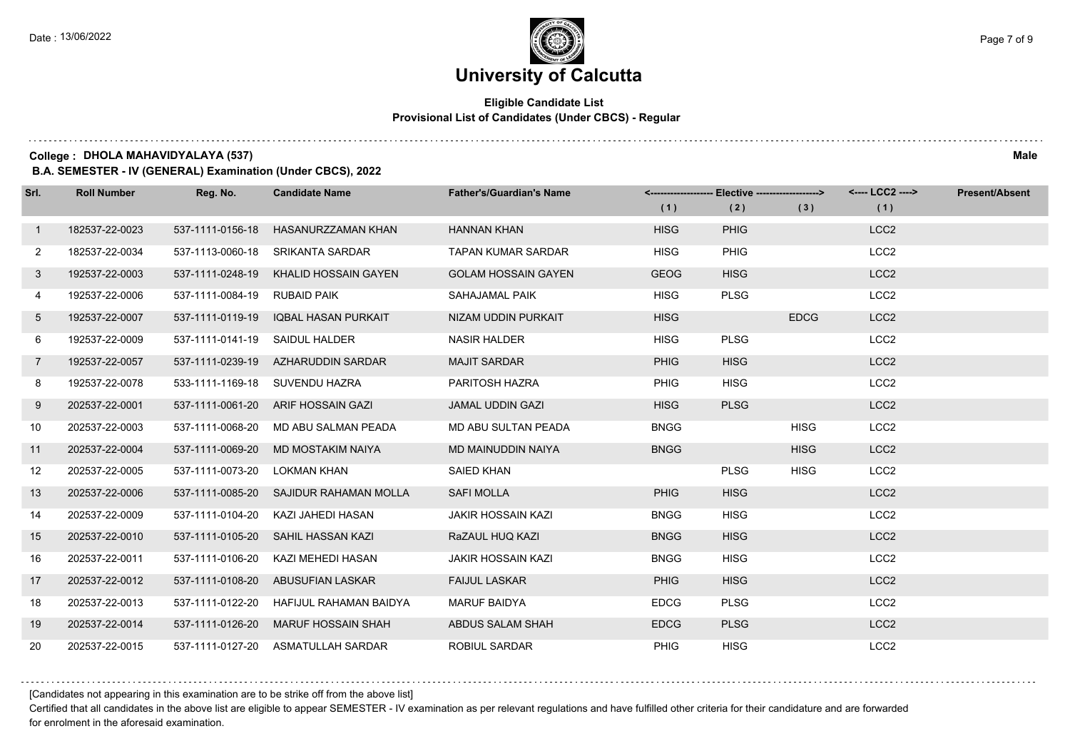# University of Calcutta

## Eligible Candidate List

### Provisional List of Candidates (Under CBCS) - Regular

**College : DHOLA MAHAVIDYALAYA (537)** **Male**

**B.A. SEMESTER - IV (GENERAL) Examination (Under CBCS), 2022**

| Srl. | Roll Number | Reg. No. | Candidate Name | Father's/Guardian's Name | <------------------- Elective -------------------> | | | <---- LCC2 ----> | Present/Absent |
|---|---|---|---|---|---|---|---|---|---|
| | | | | | (1) | (2) | (3) | (1) | |
| 1 | 182537-22-0023 | 537-1111-0156-18 | HASANURZZAMAN KHAN | HANNAN KHAN | HISG | PHIG | | LCC2 | |
| 2 | 182537-22-0034 | 537-1113-0060-18 | SRIKANTA SARDAR | TAPAN KUMAR SARDAR | HISG | PHIG | | LCC2 | |
| 3 | 192537-22-0003 | 537-1111-0248-19 | KHALID HOSSAIN GAYEN | GOLAM HOSSAIN GAYEN | GEOG | HISG | | LCC2 | |
| 4 | 192537-22-0006 | 537-1111-0084-19 | RUBAID PAIK | SAHAJAMAL PAIK | HISG | PLSG | | LCC2 | |
| 5 | 192537-22-0007 | 537-1111-0119-19 | IQBAL HASAN PURKAIT | NIZAM UDDIN PURKAIT | HISG | | EDCG | LCC2 | |
| 6 | 192537-22-0009 | 537-1111-0141-19 | SAIDUL HALDER | NASIR HALDER | HISG | PLSG | | LCC2 | |
| 7 | 192537-22-0057 | 537-1111-0239-19 | AZHARUDDIN SARDAR | MAJIT SARDAR | PHIG | HISG | | LCC2 | |
| 8 | 192537-22-0078 | 533-1111-1169-18 | SUVENDU HAZRA | PARITOSH HAZRA | PHIG | HISG | | LCC2 | |
| 9 | 202537-22-0001 | 537-1111-0061-20 | ARIF HOSSAIN GAZI | JAMAL UDDIN GAZI | HISG | PLSG | | LCC2 | |
| 10 | 202537-22-0003 | 537-1111-0068-20 | MD ABU SALMAN PEADA | MD ABU SULTAN PEADA | BNGG | | HISG | LCC2 | |
| 11 | 202537-22-0004 | 537-1111-0069-20 | MD MOSTAKIM NAIYA | MD MAINUDDIN NAIYA | BNGG | | HISG | LCC2 | |
| 12 | 202537-22-0005 | 537-1111-0073-20 | LOKMAN KHAN | SAIED KHAN | | PLSG | HISG | LCC2 | |
| 13 | 202537-22-0006 | 537-1111-0085-20 | SAJIDUR RAHAMAN MOLLA | SAFI MOLLA | PHIG | HISG | | LCC2 | |
| 14 | 202537-22-0009 | 537-1111-0104-20 | KAZI JAHEDI HASAN | JAKIR HOSSAIN KAZI | BNGG | HISG | | LCC2 | |
| 15 | 202537-22-0010 | 537-1111-0105-20 | SAHIL HASSAN KAZI | RaZAUL HUQ KAZI | BNGG | HISG | | LCC2 | |
| 16 | 202537-22-0011 | 537-1111-0106-20 | KAZI MEHEDI HASAN | JAKIR HOSSAIN KAZI | BNGG | HISG | | LCC2 | |
| 17 | 202537-22-0012 | 537-1111-0108-20 | ABUSUFIAN LASKAR | FAIJUL LASKAR | PHIG | HISG | | LCC2 | |
| 18 | 202537-22-0013 | 537-1111-0122-20 | HAFIJUL RAHAMAN BAIDYA | MARUF BAIDYA | EDCG | PLSG | | LCC2 | |
| 19 | 202537-22-0014 | 537-1111-0126-20 | MARUF HOSSAIN SHAH | ABDUS SALAM SHAH | EDCG | PLSG | | LCC2 | |
| 20 | 202537-22-0015 | 537-1111-0127-20 | ASMATULLAH SARDAR | ROBIUL SARDAR | PHIG | HISG | | LCC2 | |

[Candidates not appearing in this examination are to be strike off from the above list]

Certified that all candidates in the above list are eligible to appear SEMESTER - IV examination as per relevant regulations and have fulfilled other criteria for their candidature and are forwarded for enrolment in the aforesaid examination.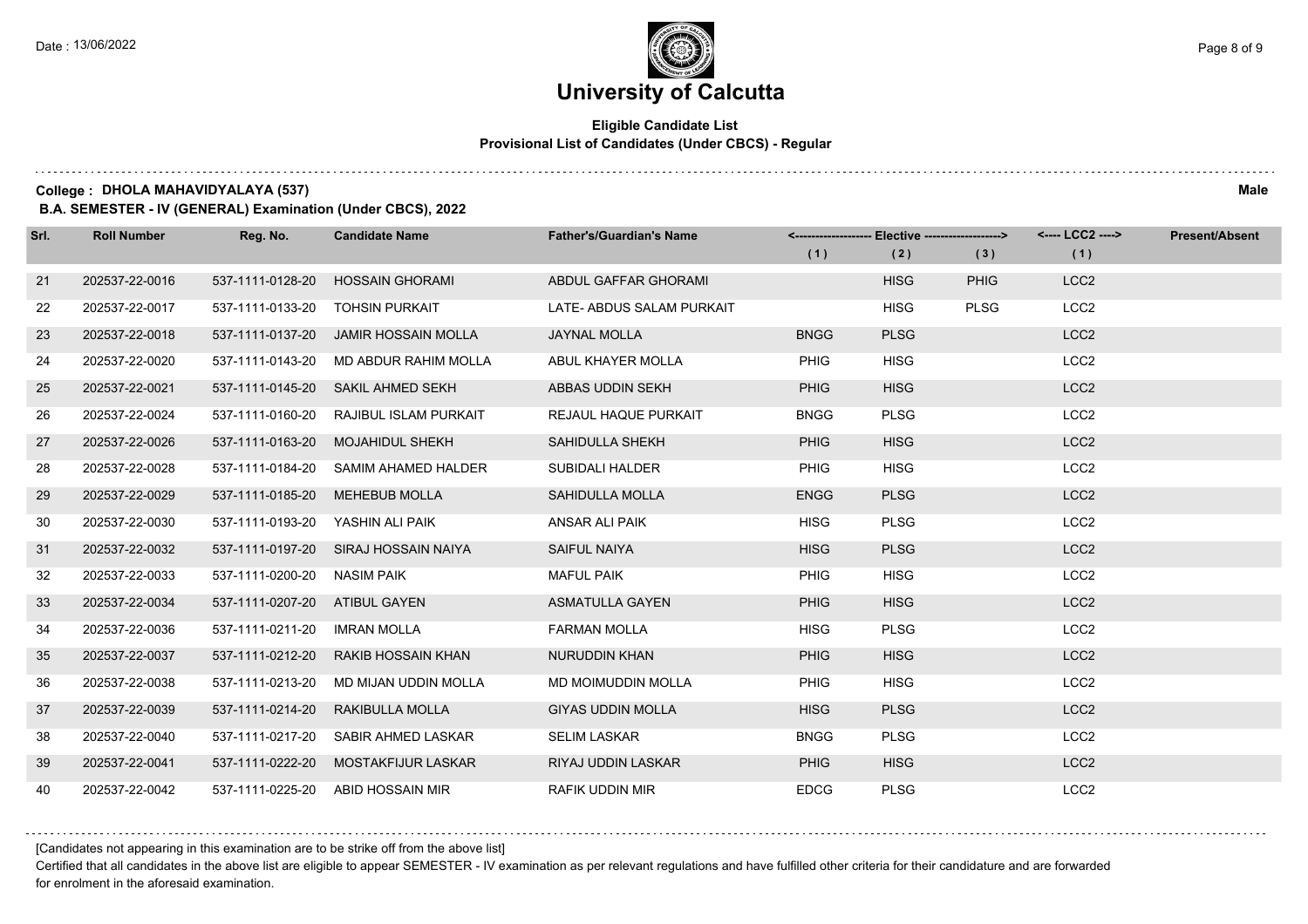# University of Calcutta

**Eligible Candidate List**
**Provisional List of Candidates (Under CBCS) - Regular**

**College : DHOLA MAHAVIDYALAYA (537)** **Male**

**B.A. SEMESTER - IV (GENERAL) Examination (Under CBCS), 2022**

| Srl. | Roll Number | Reg. No. | Candidate Name | Father's/Guardian's Name | Elective (1) | Elective (2) | Elective (3) | LCC2 (1) | Present/Absent |
|---|---|---|---|---|---|---|---|---|---|
| 21 | 202537-22-0016 | 537-1111-0128-20 | HOSSAIN GHORAMI | ABDUL GAFFAR GHORAMI | | HISG | PHIG | LCC2 | |
| 22 | 202537-22-0017 | 537-1111-0133-20 | TOHSIN PURKAIT | LATE- ABDUS SALAM PURKAIT | | HISG | PLSG | LCC2 | |
| 23 | 202537-22-0018 | 537-1111-0137-20 | JAMIR HOSSAIN MOLLA | JAYNAL MOLLA | BNGG | PLSG | | LCC2 | |
| 24 | 202537-22-0020 | 537-1111-0143-20 | MD ABDUR RAHIM MOLLA | ABUL KHAYER MOLLA | PHIG | HISG | | LCC2 | |
| 25 | 202537-22-0021 | 537-1111-0145-20 | SAKIL AHMED SEKH | ABBAS UDDIN SEKH | PHIG | HISG | | LCC2 | |
| 26 | 202537-22-0024 | 537-1111-0160-20 | RAJIBUL ISLAM PURKAIT | REJAUL HAQUE PURKAIT | BNGG | PLSG | | LCC2 | |
| 27 | 202537-22-0026 | 537-1111-0163-20 | MOJAHIDUL SHEKH | SAHIDULLA SHEKH | PHIG | HISG | | LCC2 | |
| 28 | 202537-22-0028 | 537-1111-0184-20 | SAMIM AHAMED HALDER | SUBIDALI HALDER | PHIG | HISG | | LCC2 | |
| 29 | 202537-22-0029 | 537-1111-0185-20 | MEHEBUB MOLLA | SAHIDULLA MOLLA | ENGG | PLSG | | LCC2 | |
| 30 | 202537-22-0030 | 537-1111-0193-20 | YASHIN ALI PAIK | ANSAR ALI PAIK | HISG | PLSG | | LCC2 | |
| 31 | 202537-22-0032 | 537-1111-0197-20 | SIRAJ HOSSAIN NAIYA | SAIFUL NAIYA | HISG | PLSG | | LCC2 | |
| 32 | 202537-22-0033 | 537-1111-0200-20 | NASIM PAIK | MAFUL PAIK | PHIG | HISG | | LCC2 | |
| 33 | 202537-22-0034 | 537-1111-0207-20 | ATIBUL GAYEN | ASMATULLA GAYEN | PHIG | HISG | | LCC2 | |
| 34 | 202537-22-0036 | 537-1111-0211-20 | IMRAN MOLLA | FARMAN MOLLA | HISG | PLSG | | LCC2 | |
| 35 | 202537-22-0037 | 537-1111-0212-20 | RAKIB HOSSAIN KHAN | NURUDDIN KHAN | PHIG | HISG | | LCC2 | |
| 36 | 202537-22-0038 | 537-1111-0213-20 | MD MIJAN UDDIN MOLLA | MD MOIMUDDIN MOLLA | PHIG | HISG | | LCC2 | |
| 37 | 202537-22-0039 | 537-1111-0214-20 | RAKIBULLA MOLLA | GIYAS UDDIN MOLLA | HISG | PLSG | | LCC2 | |
| 38 | 202537-22-0040 | 537-1111-0217-20 | SABIR AHMED LASKAR | SELIM LASKAR | BNGG | PLSG | | LCC2 | |
| 39 | 202537-22-0041 | 537-1111-0222-20 | MOSTAKFIJUR LASKAR | RIYAJ UDDIN LASKAR | PHIG | HISG | | LCC2 | |
| 40 | 202537-22-0042 | 537-1111-0225-20 | ABID HOSSAIN MIR | RAFIK UDDIN MIR | EDCG | PLSG | | LCC2 | |

[Candidates not appearing in this examination are to be strike off from the above list]

Certified that all candidates in the above list are eligible to appear SEMESTER - IV examination as per relevant regulations and have fulfilled other criteria for their candidature and are forwarded for enrolment in the aforesaid examination.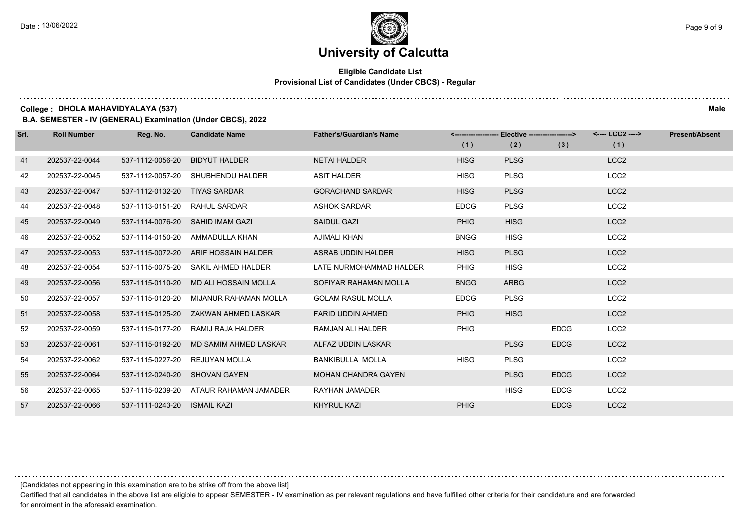# University of Calcutta

**Eligible Candidate List**
**Provisional List of Candidates (Under CBCS) - Regular**

**College : DHOLA MAHAVIDYALAYA (537)** **Male**

**B.A. SEMESTER - IV (GENERAL) Examination (Under CBCS), 2022**

| Srl. | Roll Number | Reg. No. | Candidate Name | Father's/Guardian's Name | Elective | | | LCC2 | Present/Absent |
|---|---|---|---|---|---|---|---|---|---|
| | | | | | (1) | (2) | (3) | (1) | |
| 41 | 202537-22-0044 | 537-1112-0056-20 | BIDYUT HALDER | NETAI HALDER | HISG | PLSG | | LCC2 | |
| 42 | 202537-22-0045 | 537-1112-0057-20 | SHUBHENDU HALDER | ASIT HALDER | HISG | PLSG | | LCC2 | |
| 43 | 202537-22-0047 | 537-1112-0132-20 | TIYAS SARDAR | GORACHAND SARDAR | HISG | PLSG | | LCC2 | |
| 44 | 202537-22-0048 | 537-1113-0151-20 | RAHUL SARDAR | ASHOK SARDAR | EDCG | PLSG | | LCC2 | |
| 45 | 202537-22-0049 | 537-1114-0076-20 | SAHID IMAM GAZI | SAIDUL GAZI | PHIG | HISG | | LCC2 | |
| 46 | 202537-22-0052 | 537-1114-0150-20 | AMMADULLA KHAN | AJIMALI KHAN | BNGG | HISG | | LCC2 | |
| 47 | 202537-22-0053 | 537-1115-0072-20 | ARIF HOSSAIN HALDER | ASRAB UDDIN HALDER | HISG | PLSG | | LCC2 | |
| 48 | 202537-22-0054 | 537-1115-0075-20 | SAKIL AHMED HALDER | LATE NURMOHAMMAD HALDER | PHIG | HISG | | LCC2 | |
| 49 | 202537-22-0056 | 537-1115-0110-20 | MD ALI HOSSAIN MOLLA | SOFIYAR RAHAMAN MOLLA | BNGG | ARBG | | LCC2 | |
| 50 | 202537-22-0057 | 537-1115-0120-20 | MIJANUR RAHAMAN MOLLA | GOLAM RASUL MOLLA | EDCG | PLSG | | LCC2 | |
| 51 | 202537-22-0058 | 537-1115-0125-20 | ZAKWAN AHMED LASKAR | FARID UDDIN AHMED | PHIG | HISG | | LCC2 | |
| 52 | 202537-22-0059 | 537-1115-0177-20 | RAMIJ RAJA HALDER | RAMJAN ALI HALDER | PHIG | | EDCG | LCC2 | |
| 53 | 202537-22-0061 | 537-1115-0192-20 | MD SAMIM AHMED LASKAR | ALFAZ UDDIN LASKAR | | PLSG | EDCG | LCC2 | |
| 54 | 202537-22-0062 | 537-1115-0227-20 | REJUYAN MOLLA | BANKIBULLA MOLLA | HISG | PLSG | | LCC2 | |
| 55 | 202537-22-0064 | 537-1112-0240-20 | SHOVAN GAYEN | MOHAN CHANDRA GAYEN | | PLSG | EDCG | LCC2 | |
| 56 | 202537-22-0065 | 537-1115-0239-20 | ATAUR RAHAMAN JAMADER | RAYHAN JAMADER | | HISG | EDCG | LCC2 | |
| 57 | 202537-22-0066 | 537-1111-0243-20 | ISMAIL KAZI | KHYRUL KAZI | PHIG | | EDCG | LCC2 | |

[Candidates not appearing in this examination are to be strike off from the above list]

Certified that all candidates in the above list are eligible to appear SEMESTER - IV examination as per relevant regulations and have fulfilled other criteria for their candidature and are forwarded for enrolment in the aforesaid examination.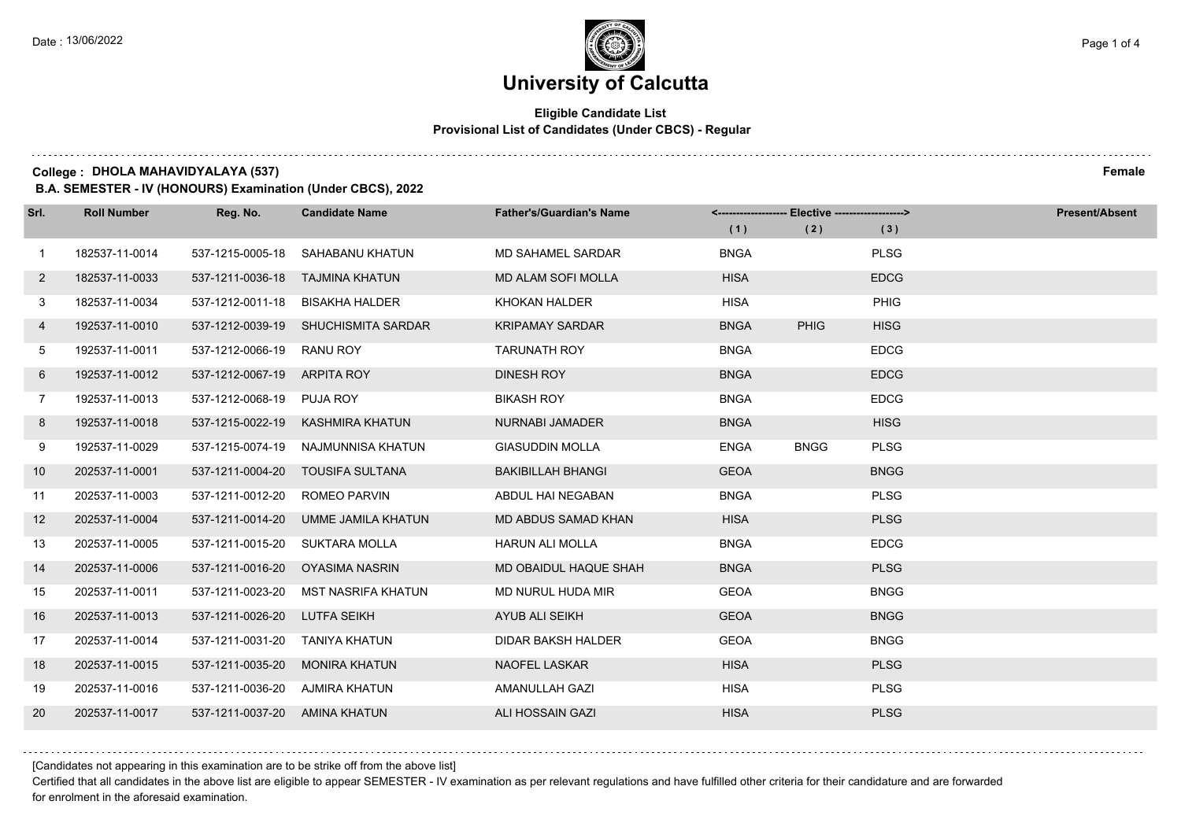# University of Calcutta

**Eligible Candidate List**
**Provisional List of Candidates (Under CBCS) - Regular**

**College : DHOLA MAHAVIDYALAYA (537)** **Female**

**B.A. SEMESTER - IV (HONOURS) Examination (Under CBCS), 2022**

| Srl. | Roll Number | Reg. No. | Candidate Name | Father's/Guardian's Name | Elective (1) | Elective (2) | Elective (3) | Present/Absent |
|---|---|---|---|---|---|---|---|---|
| 1 | 182537-11-0014 | 537-1215-0005-18 | SAHABANU KHATUN | MD SAHAMEL SARDAR | BNGA | | PLSG | |
| 2 | 182537-11-0033 | 537-1211-0036-18 | TAJMINA KHATUN | MD ALAM SOFI MOLLA | HISA | | EDCG | |
| 3 | 182537-11-0034 | 537-1212-0011-18 | BISAKHA HALDER | KHOKAN HALDER | HISA | | PHIG | |
| 4 | 192537-11-0010 | 537-1212-0039-19 | SHUCHISMITA SARDAR | KRIPAMAY SARDAR | BNGA | PHIG | HISG | |
| 5 | 192537-11-0011 | 537-1212-0066-19 | RANU ROY | TARUNATH ROY | BNGA | | EDCG | |
| 6 | 192537-11-0012 | 537-1212-0067-19 | ARPITA ROY | DINESH ROY | BNGA | | EDCG | |
| 7 | 192537-11-0013 | 537-1212-0068-19 | PUJA ROY | BIKASH ROY | BNGA | | EDCG | |
| 8 | 192537-11-0018 | 537-1215-0022-19 | KASHMIRA KHATUN | NURNABI JAMADER | BNGA | | HISG | |
| 9 | 192537-11-0029 | 537-1215-0074-19 | NAJMUNNISA KHATUN | GIASUDDIN MOLLA | ENGA | BNGG | PLSG | |
| 10 | 202537-11-0001 | 537-1211-0004-20 | TOUSIFA SULTANA | BAKIBILLAH BHANGI | GEOA | | BNGG | |
| 11 | 202537-11-0003 | 537-1211-0012-20 | ROMEO PARVIN | ABDUL HAI NEGABAN | BNGA | | PLSG | |
| 12 | 202537-11-0004 | 537-1211-0014-20 | UMME JAMILA KHATUN | MD ABDUS SAMAD KHAN | HISA | | PLSG | |
| 13 | 202537-11-0005 | 537-1211-0015-20 | SUKTARA MOLLA | HARUN ALI MOLLA | BNGA | | EDCG | |
| 14 | 202537-11-0006 | 537-1211-0016-20 | OYASIMA NASRIN | MD OBAIDUL HAQUE SHAH | BNGA | | PLSG | |
| 15 | 202537-11-0011 | 537-1211-0023-20 | MST NASRIFA KHATUN | MD NURUL HUDA MIR | GEOA | | BNGG | |
| 16 | 202537-11-0013 | 537-1211-0026-20 | LUTFA SEIKH | AYUB ALI SEIKH | GEOA | | BNGG | |
| 17 | 202537-11-0014 | 537-1211-0031-20 | TANIYA KHATUN | DIDAR BAKSH HALDER | GEOA | | BNGG | |
| 18 | 202537-11-0015 | 537-1211-0035-20 | MONIRA KHATUN | NAOFEL LASKAR | HISA | | PLSG | |
| 19 | 202537-11-0016 | 537-1211-0036-20 | AJMIRA KHATUN | AMANULLAH GAZI | HISA | | PLSG | |
| 20 | 202537-11-0017 | 537-1211-0037-20 | AMINA KHATUN | ALI HOSSAIN GAZI | HISA | | PLSG | |

[Candidates not appearing in this examination are to be strike off from the above list]

Certified that all candidates in the above list are eligible to appear SEMESTER - IV examination as per relevant regulations and have fulfilled other criteria for their candidature and are forwarded for enrolment in the aforesaid examination.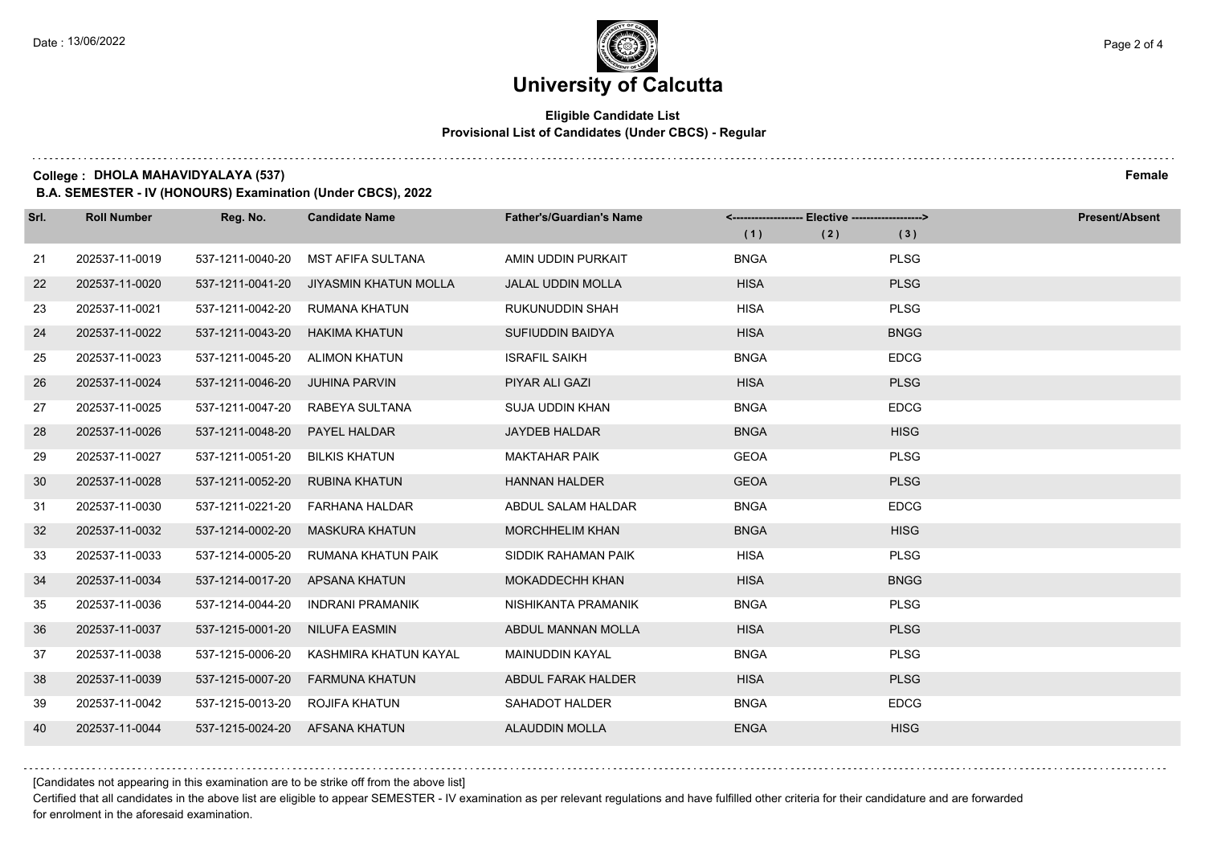# University of Calcutta

**Eligible Candidate List**
**Provisional List of Candidates (Under CBCS) - Regular**

**College : DHOLA MAHAVIDYALAYA (537)** **Female**

**B.A. SEMESTER - IV (HONOURS) Examination (Under CBCS), 2022**

| Srl. | Roll Number | Reg. No. | Candidate Name | Father's/Guardian's Name | Elective (1) | Elective (2) | Elective (3) | Present/Absent |
|---|---|---|---|---|---|---|---|---|
| 21 | 202537-11-0019 | 537-1211-0040-20 | MST AFIFA SULTANA | AMIN UDDIN PURKAIT | BNGA | | PLSG | |
| 22 | 202537-11-0020 | 537-1211-0041-20 | JIYASMIN KHATUN MOLLA | JALAL UDDIN MOLLA | HISA | | PLSG | |
| 23 | 202537-11-0021 | 537-1211-0042-20 | RUMANA KHATUN | RUKUNUDDIN SHAH | HISA | | PLSG | |
| 24 | 202537-11-0022 | 537-1211-0043-20 | HAKIMA KHATUN | SUFIUDDIN BAIDYA | HISA | | BNGG | |
| 25 | 202537-11-0023 | 537-1211-0045-20 | ALIMON KHATUN | ISRAFIL SAIKH | BNGA | | EDCG | |
| 26 | 202537-11-0024 | 537-1211-0046-20 | JUHINA PARVIN | PIYAR ALI GAZI | HISA | | PLSG | |
| 27 | 202537-11-0025 | 537-1211-0047-20 | RABEYA SULTANA | SUJA UDDIN KHAN | BNGA | | EDCG | |
| 28 | 202537-11-0026 | 537-1211-0048-20 | PAYEL HALDAR | JAYDEB HALDAR | BNGA | | HISG | |
| 29 | 202537-11-0027 | 537-1211-0051-20 | BILKIS KHATUN | MAKTAHAR PAIK | GEOA | | PLSG | |
| 30 | 202537-11-0028 | 537-1211-0052-20 | RUBINA KHATUN | HANNAN HALDER | GEOA | | PLSG | |
| 31 | 202537-11-0030 | 537-1211-0221-20 | FARHANA HALDAR | ABDUL SALAM HALDAR | BNGA | | EDCG | |
| 32 | 202537-11-0032 | 537-1214-0002-20 | MASKURA KHATUN | MORCHHELIM KHAN | BNGA | | HISG | |
| 33 | 202537-11-0033 | 537-1214-0005-20 | RUMANA KHATUN PAIK | SIDDIK RAHAMAN PAIK | HISA | | PLSG | |
| 34 | 202537-11-0034 | 537-1214-0017-20 | APSANA KHATUN | MOKADDECHH KHAN | HISA | | BNGG | |
| 35 | 202537-11-0036 | 537-1214-0044-20 | INDRANI PRAMANIK | NISHIKANTA PRAMANIK | BNGA | | PLSG | |
| 36 | 202537-11-0037 | 537-1215-0001-20 | NILUFA EASMIN | ABDUL MANNAN MOLLA | HISA | | PLSG | |
| 37 | 202537-11-0038 | 537-1215-0006-20 | KASHMIRA KHATUN KAYAL | MAINUDDIN KAYAL | BNGA | | PLSG | |
| 38 | 202537-11-0039 | 537-1215-0007-20 | FARMUNA KHATUN | ABDUL FARAK HALDER | HISA | | PLSG | |
| 39 | 202537-11-0042 | 537-1215-0013-20 | ROJIFA KHATUN | SAHADOT HALDER | BNGA | | EDCG | |
| 40 | 202537-11-0044 | 537-1215-0024-20 | AFSANA KHATUN | ALAUDDIN MOLLA | ENGA | | HISG | |

[Candidates not appearing in this examination are to be strike off from the above list]

Certified that all candidates in the above list are eligible to appear SEMESTER - IV examination as per relevant regulations and have fulfilled other criteria for their candidature and are forwarded for enrolment in the aforesaid examination.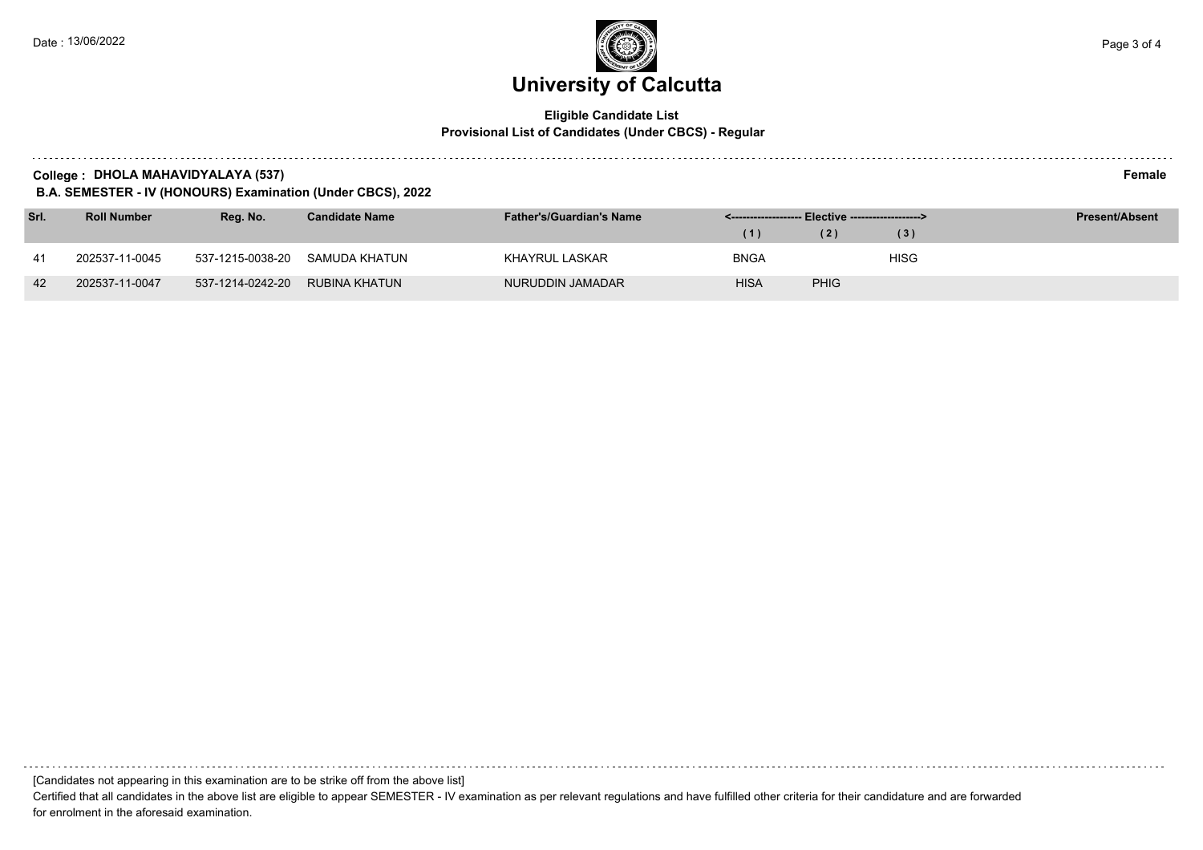# University of Calcutta

**Eligible Candidate List**
**Provisional List of Candidates (Under CBCS) - Regular**

**College : DHOLA MAHAVIDYALAYA (537)** **Female**
**B.A. SEMESTER - IV (HONOURS) Examination (Under CBCS), 2022**

| Srl. | Roll Number | Reg. No. | Candidate Name | Father's/Guardian's Name | <------------------- Elective -------------------> | | | Present/Absent |
|---|---|---|---|---|---|---|---|---|
| | | | | | (1) | (2) | (3) | |
| 41 | 202537-11-0045 | 537-1215-0038-20 | SAMUDA KHATUN | KHAYRUL LASKAR | BNGA | | HISG | |
| 42 | 202537-11-0047 | 537-1214-0242-20 | RUBINA KHATUN | NURUDDIN JAMADAR | HISA | PHIG | | |

[Candidates not appearing in this examination are to be strike off from the above list]

Certified that all candidates in the above list are eligible to appear SEMESTER - IV examination as per relevant regulations and have fulfilled other criteria for their candidature and are forwarded for enrolment in the aforesaid examination.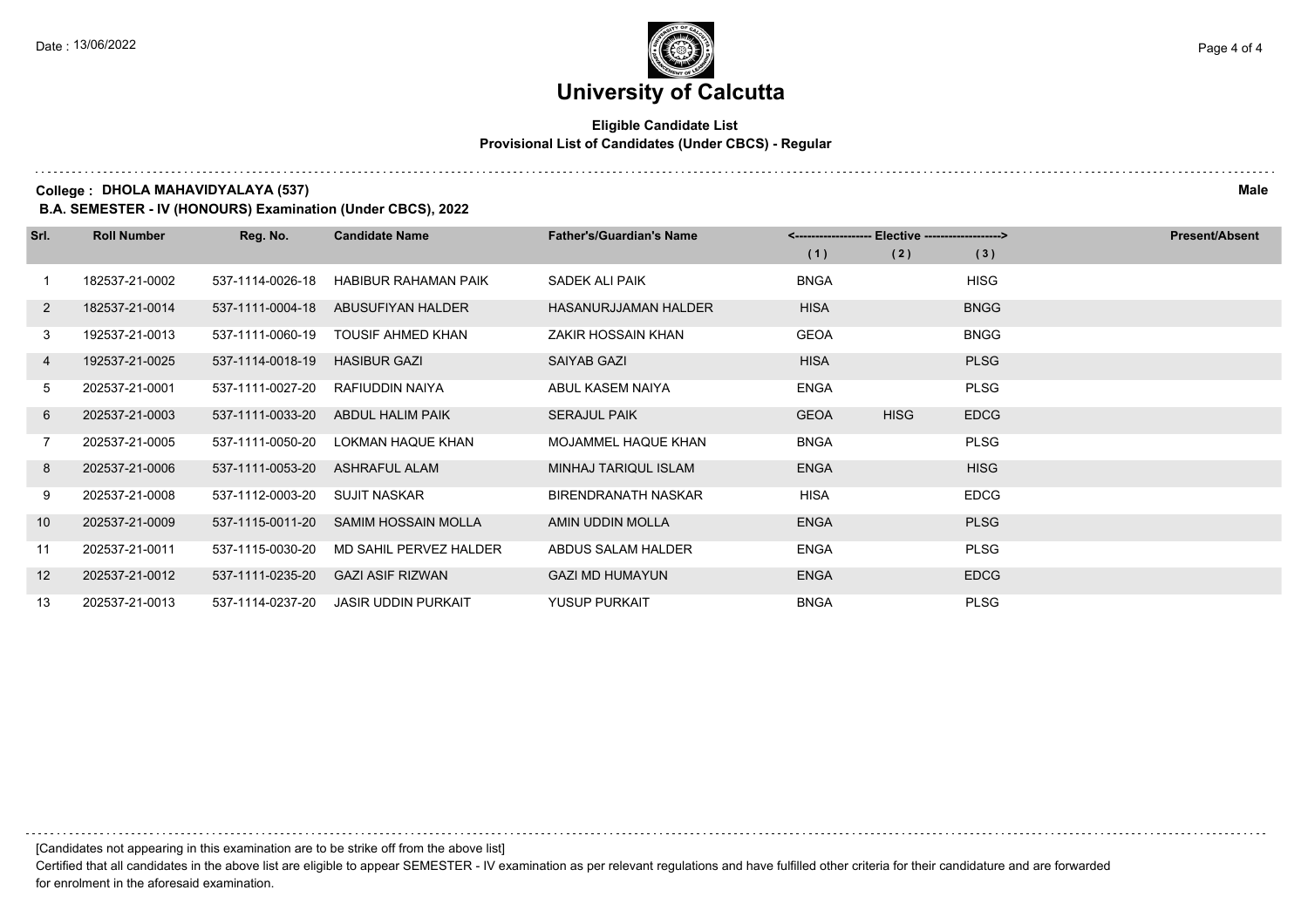# University of Calcutta

**Eligible Candidate List**
**Provisional List of Candidates (Under CBCS) - Regular**

**College : DHOLA MAHAVIDYALAYA (537)** **Male**

**B.A. SEMESTER - IV (HONOURS) Examination (Under CBCS), 2022**

| Srl. | Roll Number | Reg. No. | Candidate Name | Father's/Guardian's Name | <------------------ Elective ------------------> | | | Present/Absent |
|---|---|---|---|---|---|---|---|---|
| | | | | | (1) | (2) | (3) | |
| 1 | 182537-21-0002 | 537-1114-0026-18 | HABIBUR RAHAMAN PAIK | SADEK ALI PAIK | BNGA | | HISG | |
| 2 | 182537-21-0014 | 537-1111-0004-18 | ABUSUFIYAN HALDER | HASANURJJAMAN HALDER | HISA | | BNGG | |
| 3 | 192537-21-0013 | 537-1111-0060-19 | TOUSIF AHMED KHAN | ZAKIR HOSSAIN KHAN | GEOA | | BNGG | |
| 4 | 192537-21-0025 | 537-1114-0018-19 | HASIBUR GAZI | SAIYAB GAZI | HISA | | PLSG | |
| 5 | 202537-21-0001 | 537-1111-0027-20 | RAFIUDDIN NAIYA | ABUL KASEM NAIYA | ENGA | | PLSG | |
| 6 | 202537-21-0003 | 537-1111-0033-20 | ABDUL HALIM PAIK | SERAJUL PAIK | GEOA | HISG | EDCG | |
| 7 | 202537-21-0005 | 537-1111-0050-20 | LOKMAN HAQUE KHAN | MOJAMMEL HAQUE KHAN | BNGA | | PLSG | |
| 8 | 202537-21-0006 | 537-1111-0053-20 | ASHRAFUL ALAM | MINHAJ TARIQUL ISLAM | ENGA | | HISG | |
| 9 | 202537-21-0008 | 537-1112-0003-20 | SUJIT NASKAR | BIRENDRANATH NASKAR | HISA | | EDCG | |
| 10 | 202537-21-0009 | 537-1115-0011-20 | SAMIM HOSSAIN MOLLA | AMIN UDDIN MOLLA | ENGA | | PLSG | |
| 11 | 202537-21-0011 | 537-1115-0030-20 | MD SAHIL PERVEZ HALDER | ABDUS SALAM HALDER | ENGA | | PLSG | |
| 12 | 202537-21-0012 | 537-1111-0235-20 | GAZI ASIF RIZWAN | GAZI MD HUMAYUN | ENGA | | EDCG | |
| 13 | 202537-21-0013 | 537-1114-0237-20 | JASIR UDDIN PURKAIT | YUSUP PURKAIT | BNGA | | PLSG | |

[Candidates not appearing in this examination are to be strike off from the above list]

Certified that all candidates in the above list are eligible to appear SEMESTER - IV examination as per relevant regulations and have fulfilled other criteria for their candidature and are forwarded for enrolment in the aforesaid examination.